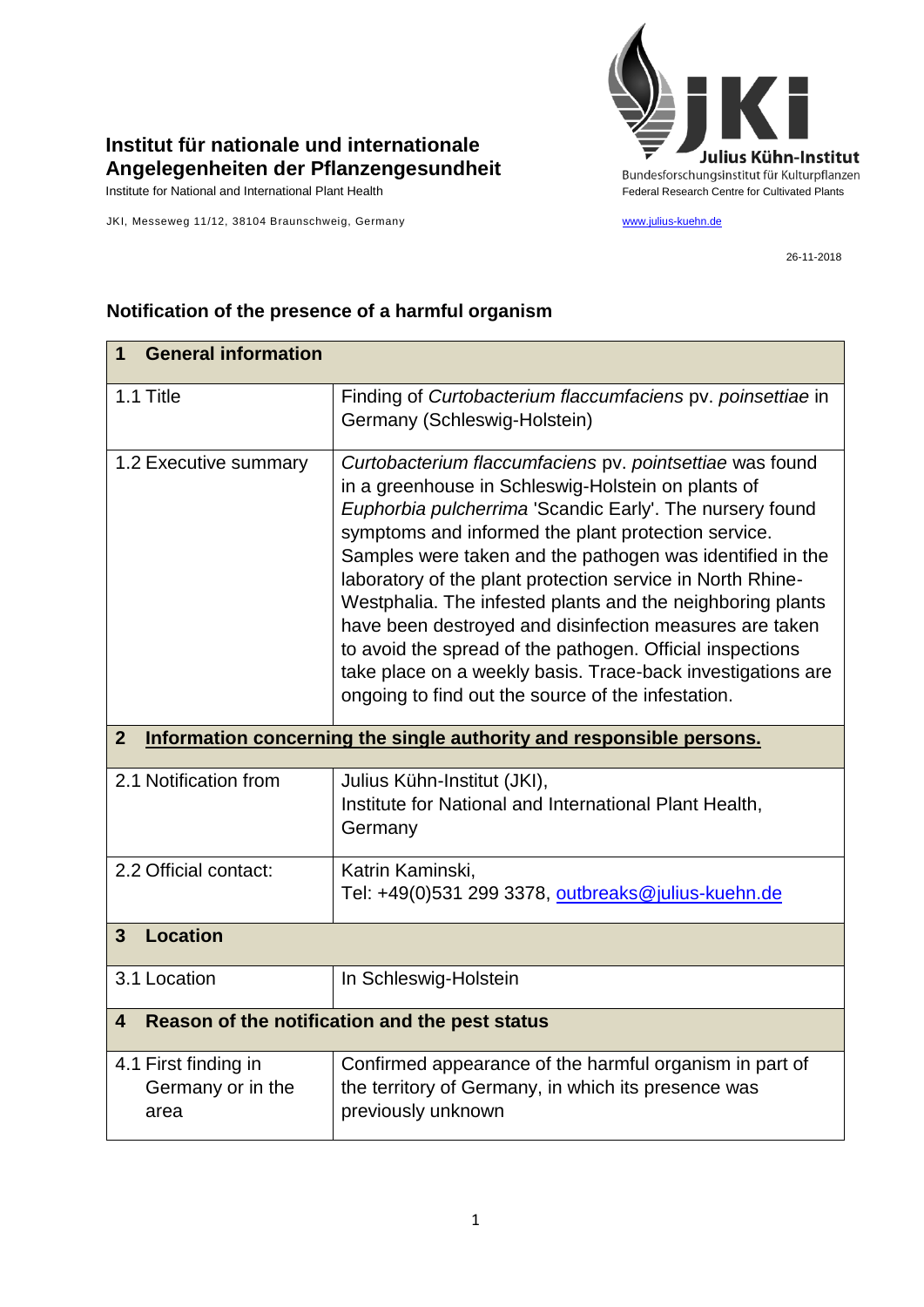**Institut für nationale und internationale Angelegenheiten der Pflanzengesundheit**
Institute for National and International Plant Health

Julius Kühn-Institut
Bundesforschungsinstitut für Kulturpflanzen
Federal Research Centre for Cultivated Plants

JKI, Messeweg 11/12, 38104 Braunschweig, Germany

www.julius-kuehn.de

26-11-2018

## Notification of the presence of a harmful organism

| **1 General information** | |
|---|---|
| 1.1 Title | Finding of *Curtobacterium flaccumfaciens* pv. *poinsettiae* in Germany (Schleswig-Holstein) |
| 1.2 Executive summary | *Curtobacterium flaccumfaciens* pv. *pointsettiae* was found in a greenhouse in Schleswig-Holstein on plants of *Euphorbia pulcherrima* 'Scandic Early'. The nursery found symptoms and informed the plant protection service. Samples were taken and the pathogen was identified in the laboratory of the plant protection service in North Rhine-Westphalia. The infested plants and the neighboring plants have been destroyed and disinfection measures are taken to avoid the spread of the pathogen. Official inspections take place on a weekly basis. Trace-back investigations are ongoing to find out the source of the infestation. |
| **2 Information concerning the single authority and responsible persons.** | |
| 2.1 Notification from | Julius Kühn-Institut (JKI), Institute for National and International Plant Health, Germany |
| 2.2 Official contact: | Katrin Kaminski, Tel: +49(0)531 299 3378, outbreaks@julius-kuehn.de |
| **3 Location** | |
| 3.1 Location | In Schleswig-Holstein |
| **4 Reason of the notification and the pest status** | |
| 4.1 First finding in Germany or in the area | Confirmed appearance of the harmful organism in part of the territory of Germany, in which its presence was previously unknown |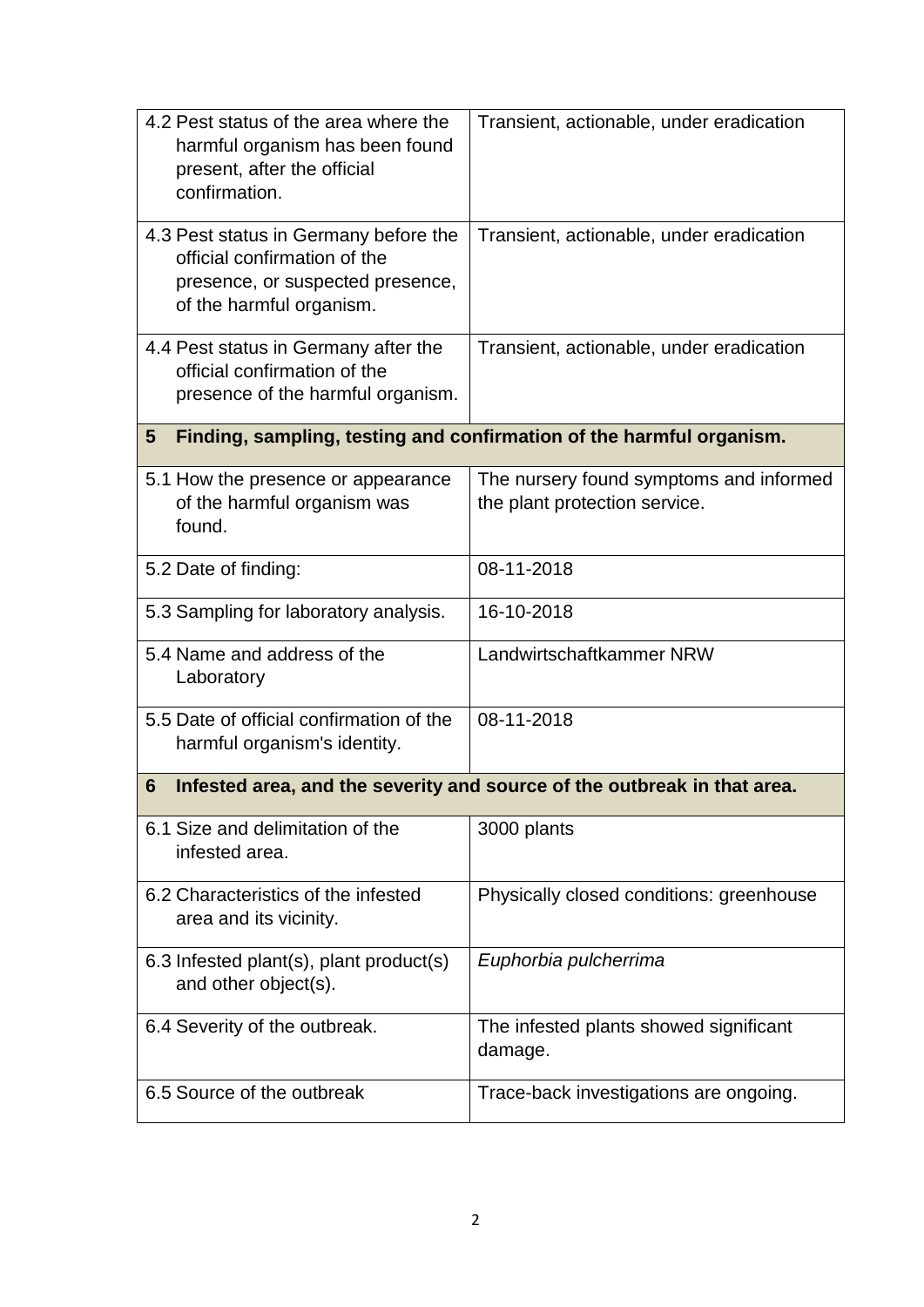| | |
|---|---|
| 4.2 Pest status of the area where the harmful organism has been found present, after the official confirmation. | Transient, actionable, under eradication |
| 4.3 Pest status in Germany before the official confirmation of the presence, or suspected presence, of the harmful organism. | Transient, actionable, under eradication |
| 4.4 Pest status in Germany after the official confirmation of the presence of the harmful organism. | Transient, actionable, under eradication |
| **5 Finding, sampling, testing and confirmation of the harmful organism.** | |
| 5.1 How the presence or appearance of the harmful organism was found. | The nursery found symptoms and informed the plant protection service. |
| 5.2 Date of finding: | 08-11-2018 |
| 5.3 Sampling for laboratory analysis. | 16-10-2018 |
| 5.4 Name and address of the Laboratory | Landwirtschaftkammer NRW |
| 5.5 Date of official confirmation of the harmful organism's identity. | 08-11-2018 |
| **6 Infested area, and the severity and source of the outbreak in that area.** | |
| 6.1 Size and delimitation of the infested area. | 3000 plants |
| 6.2 Characteristics of the infested area and its vicinity. | Physically closed conditions: greenhouse |
| 6.3 Infested plant(s), plant product(s) and other object(s). | *Euphorbia pulcherrima* |
| 6.4 Severity of the outbreak. | The infested plants showed significant damage. |
| 6.5 Source of the outbreak | Trace-back investigations are ongoing. |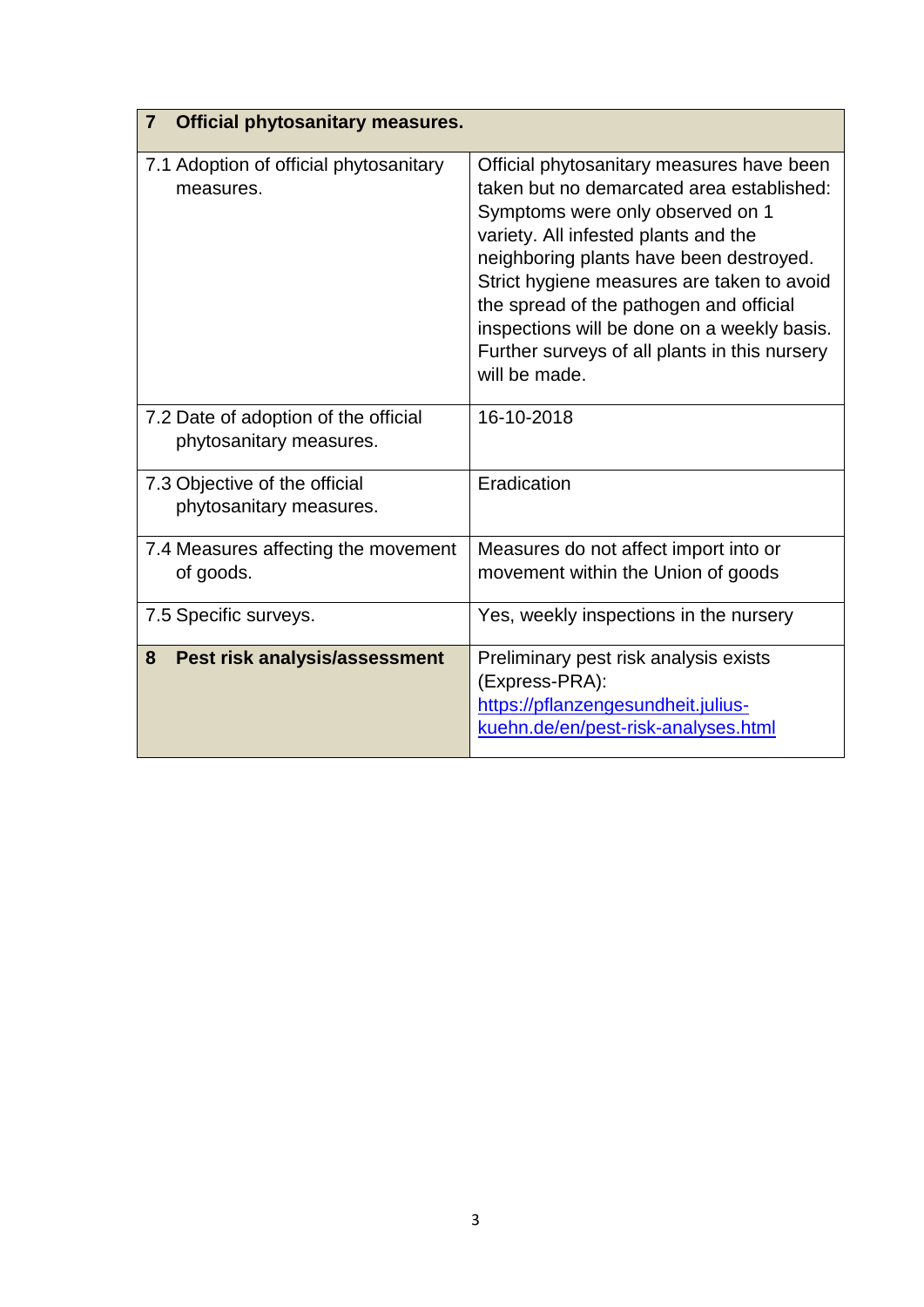| 7 **Official phytosanitary measures.** | |
|---|---|
| 7.1 Adoption of official phytosanitary measures. | Official phytosanitary measures have been taken but no demarcated area established: Symptoms were only observed on 1 variety. All infested plants and the neighboring plants have been destroyed. Strict hygiene measures are taken to avoid the spread of the pathogen and official inspections will be done on a weekly basis. Further surveys of all plants in this nursery will be made. |
| 7.2 Date of adoption of the official phytosanitary measures. | 16-10-2018 |
| 7.3 Objective of the official phytosanitary measures. | Eradication |
| 7.4 Measures affecting the movement of goods. | Measures do not affect import into or movement within the Union of goods |
| 7.5 Specific surveys. | Yes, weekly inspections in the nursery |
| **8 Pest risk analysis/assessment** | Preliminary pest risk analysis exists (Express-PRA): https://pflanzengesundheit.julius-kuehn.de/en/pest-risk-analyses.html |